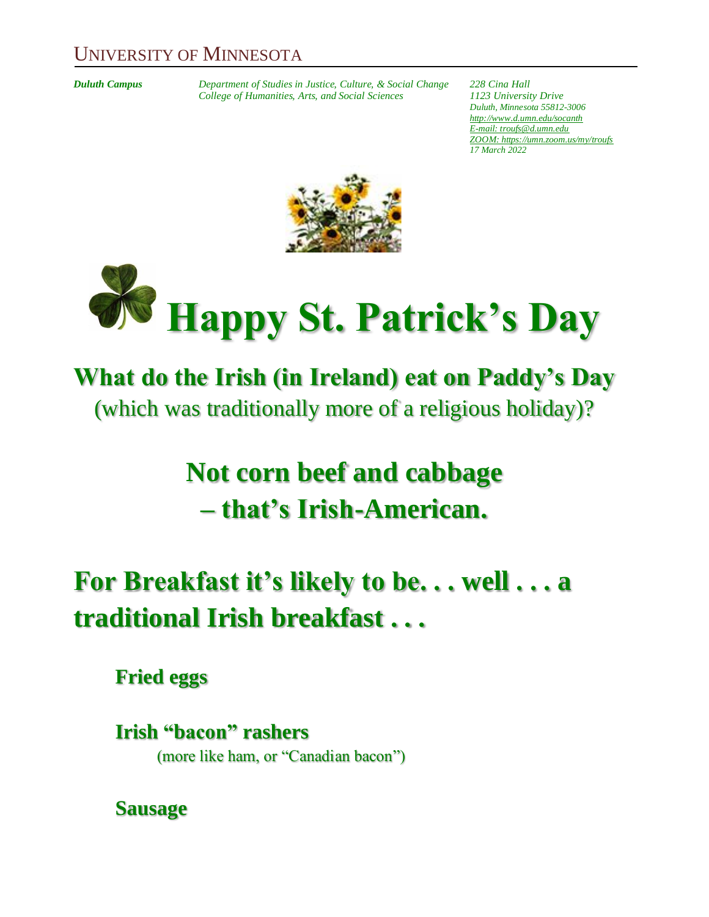UNIVERSITY OF MINNESOTA

***Duluth Campus***

*Department of Studies in Justice, Culture, & Social Change*
*College of Humanities, Arts, and Social Sciences*

*228 Cina Hall*
*1123 University Drive*
*Duluth, Minnesota 55812-3006*
*http://www.d.umn.edu/socanth*
*E-mail: troufs@d.umn.edu*
*ZOOM: https://umn.zoom.us/my/troufs*
*17 March 2022*

# Happy St. Patrick's Day

## What do the Irish (in Ireland) eat on Paddy's Day

(which was traditionally more of a religious holiday)?

## Not corn beef and cabbage – that's Irish-American.

## For Breakfast it's likely to be. . . well . . . a traditional Irish breakfast . . .

**Fried eggs**

**Irish "bacon" rashers**
(more like ham, or "Canadian bacon")

**Sausage**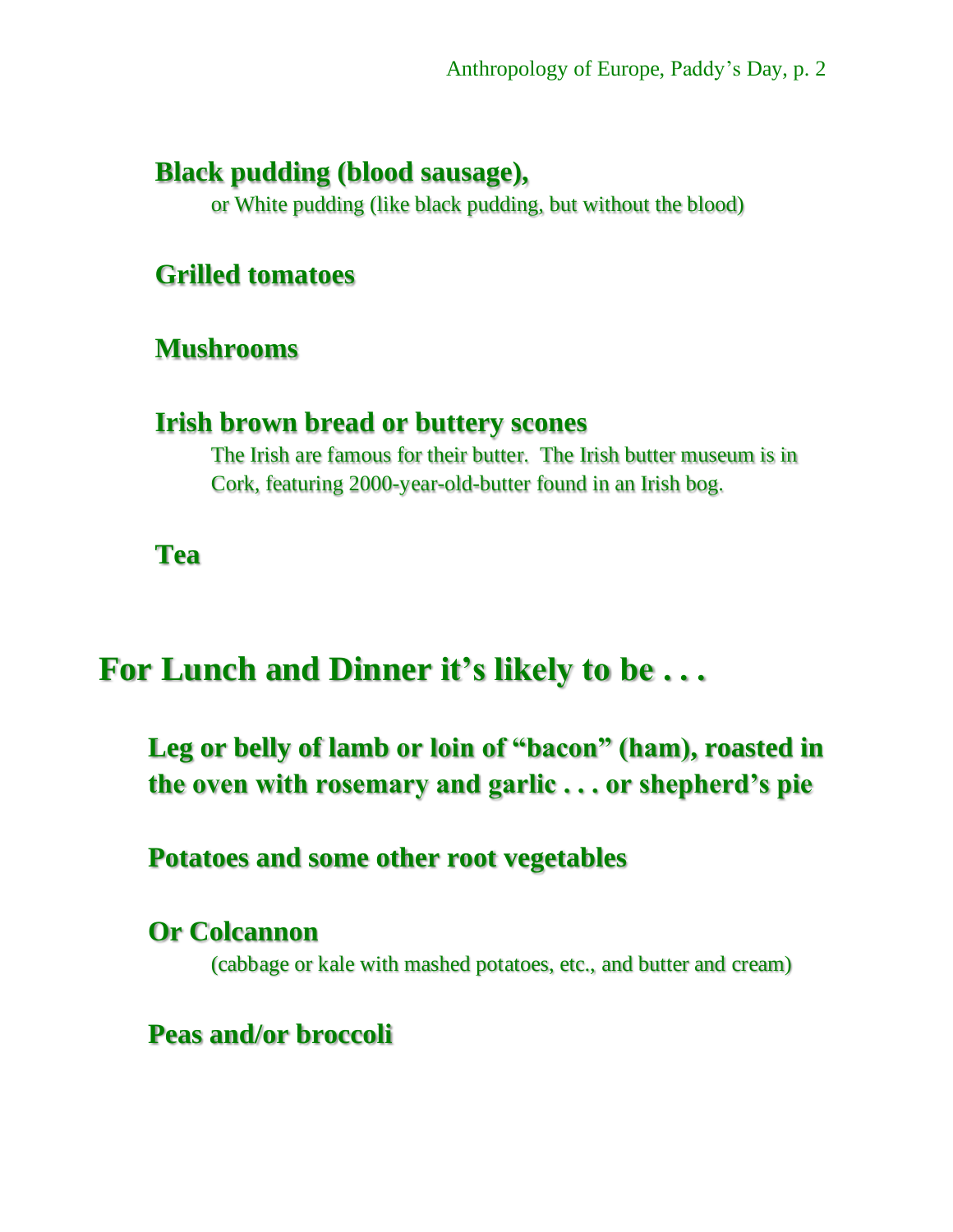**Black pudding (blood sausage),**

or White pudding (like black pudding, but without the blood)

**Grilled tomatoes**

**Mushrooms**

**Irish brown bread or buttery scones**

The Irish are famous for their butter. The Irish butter museum is in Cork, featuring 2000-year-old-butter found in an Irish bog.

**Tea**

## For Lunch and Dinner it's likely to be . . .

**Leg or belly of lamb or loin of "bacon" (ham), roasted in the oven with rosemary and garlic . . . or shepherd's pie**

**Potatoes and some other root vegetables**

**Or Colcannon**

(cabbage or kale with mashed potatoes, etc., and butter and cream)

**Peas and/or broccoli**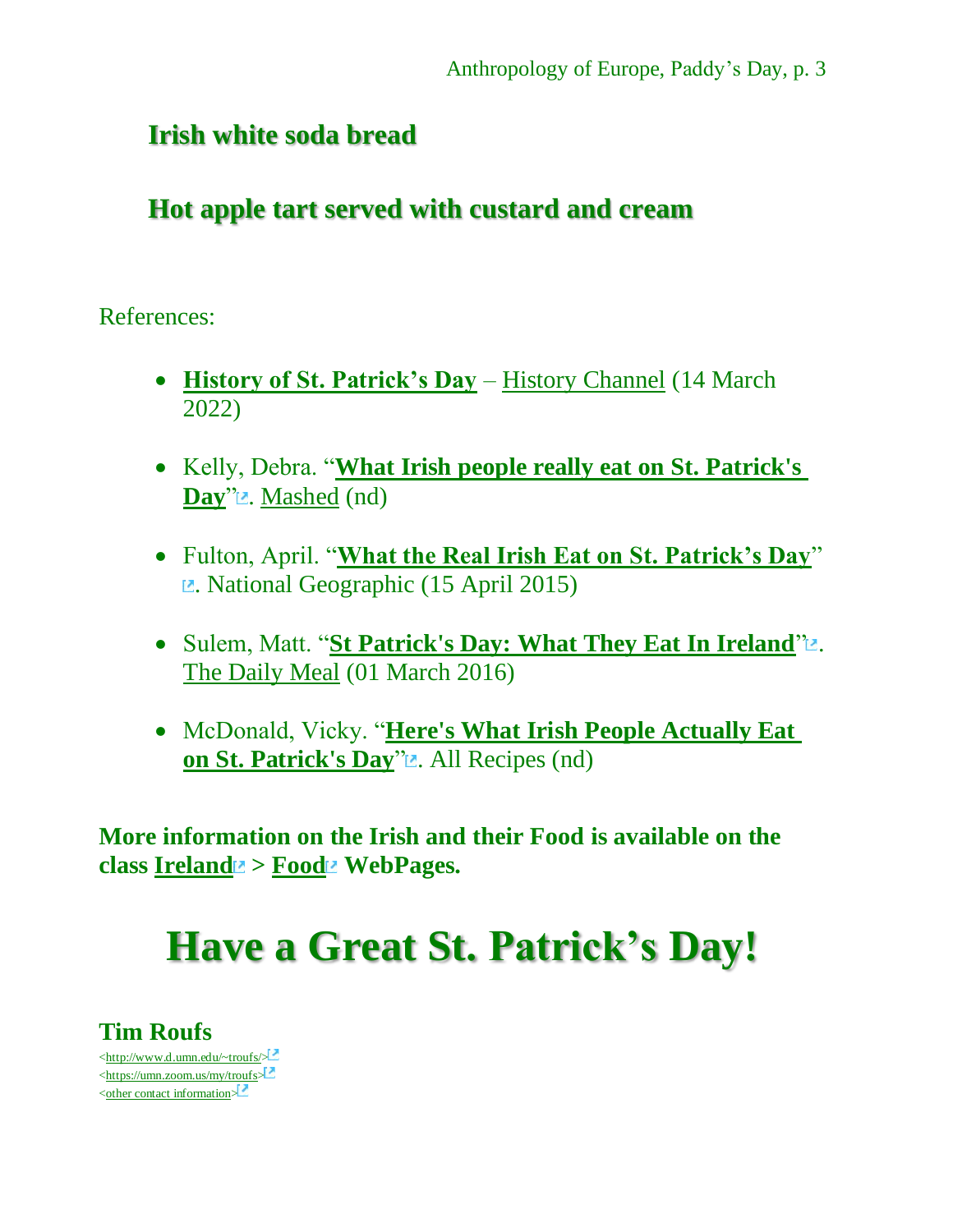## Irish white soda bread

## Hot apple tart served with custard and cream

References:

- **History of St. Patrick's Day** – History Channel (14 March 2022)
- Kelly, Debra. "**What Irish people really eat on St. Patrick's Day**". Mashed (nd)
- Fulton, April. "**What the Real Irish Eat on St. Patrick's Day**". National Geographic (15 April 2015)
- Sulem, Matt. "**St Patrick's Day: What They Eat In Ireland**". The Daily Meal (01 March 2016)
- McDonald, Vicky. "**Here's What Irish People Actually Eat on St. Patrick's Day**". All Recipes (nd)

**More information on the Irish and their Food is available on the class Ireland > Food WebPages.**

# Have a Great St. Patrick's Day!

**Tim Roufs**

<http://www.d.umn.edu/~troufs/>
<https://umn.zoom.us/my/troufs>
<other contact information>